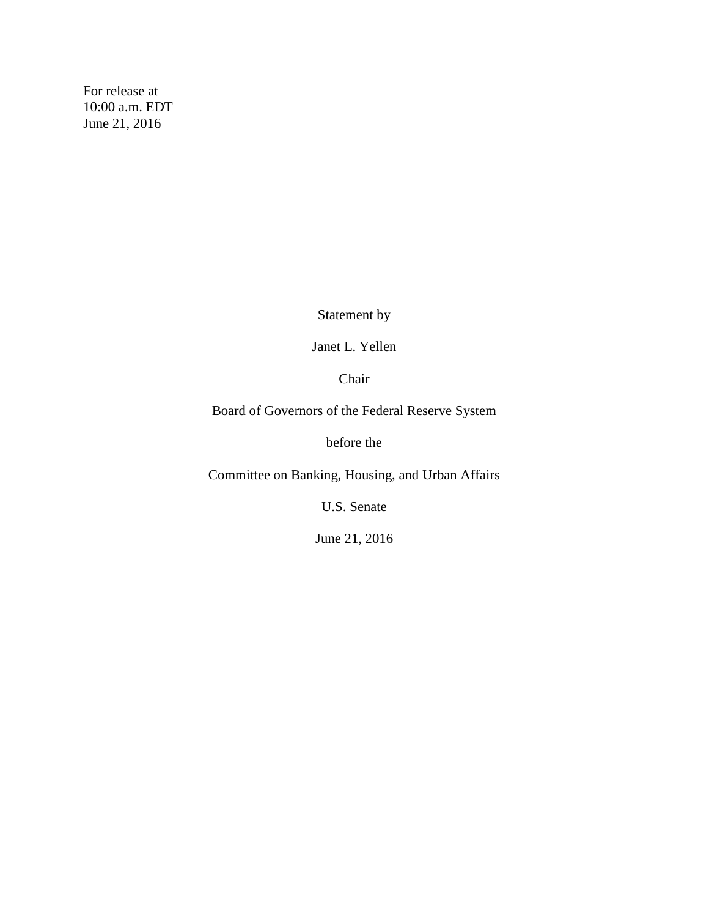For release at
10:00 a.m. EDT
June 21, 2016

Statement by

Janet L. Yellen

Chair

Board of Governors of the Federal Reserve System

before the

Committee on Banking, Housing, and Urban Affairs

U.S. Senate

June 21, 2016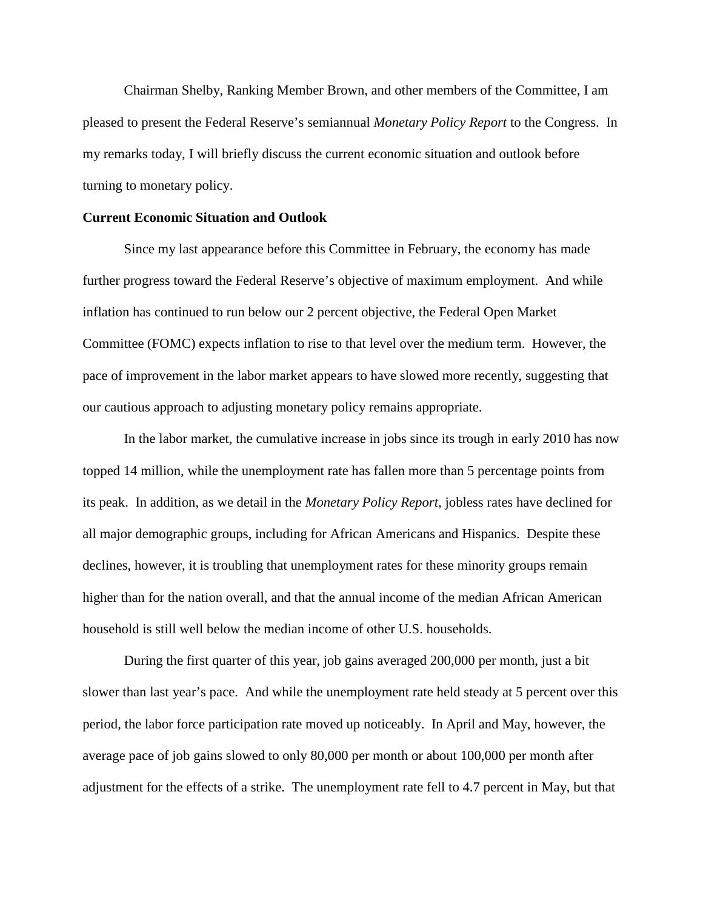Chairman Shelby, Ranking Member Brown, and other members of the Committee, I am pleased to present the Federal Reserve's semiannual *Monetary Policy Report* to the Congress. In my remarks today, I will briefly discuss the current economic situation and outlook before turning to monetary policy.

**Current Economic Situation and Outlook**

Since my last appearance before this Committee in February, the economy has made further progress toward the Federal Reserve's objective of maximum employment. And while inflation has continued to run below our 2 percent objective, the Federal Open Market Committee (FOMC) expects inflation to rise to that level over the medium term. However, the pace of improvement in the labor market appears to have slowed more recently, suggesting that our cautious approach to adjusting monetary policy remains appropriate.

In the labor market, the cumulative increase in jobs since its trough in early 2010 has now topped 14 million, while the unemployment rate has fallen more than 5 percentage points from its peak. In addition, as we detail in the *Monetary Policy Report,* jobless rates have declined for all major demographic groups, including for African Americans and Hispanics. Despite these declines, however, it is troubling that unemployment rates for these minority groups remain higher than for the nation overall, and that the annual income of the median African American household is still well below the median income of other U.S. households.

During the first quarter of this year, job gains averaged 200,000 per month, just a bit slower than last year's pace. And while the unemployment rate held steady at 5 percent over this period, the labor force participation rate moved up noticeably. In April and May, however, the average pace of job gains slowed to only 80,000 per month or about 100,000 per month after adjustment for the effects of a strike. The unemployment rate fell to 4.7 percent in May, but that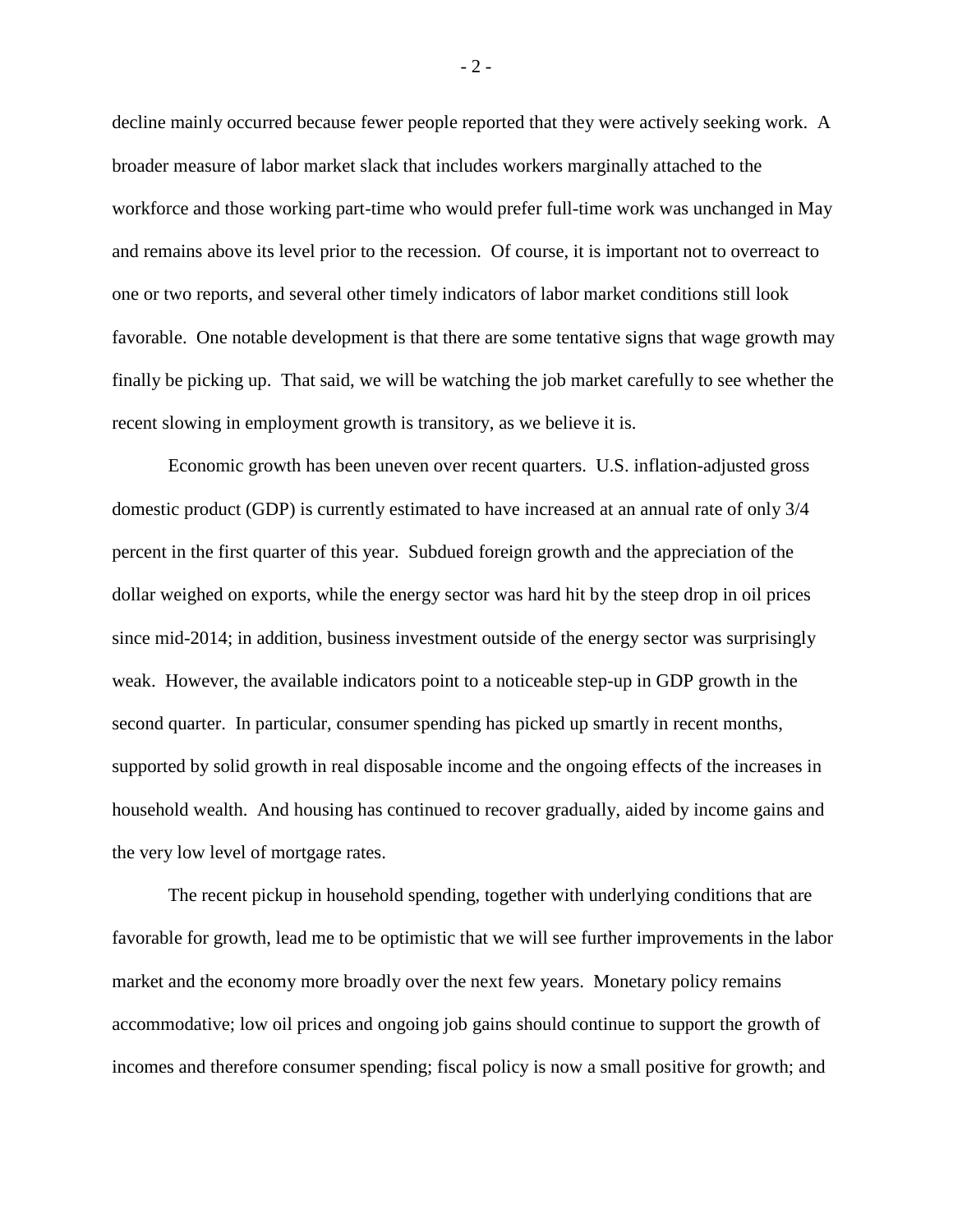decline mainly occurred because fewer people reported that they were actively seeking work. A broader measure of labor market slack that includes workers marginally attached to the workforce and those working part-time who would prefer full-time work was unchanged in May and remains above its level prior to the recession. Of course, it is important not to overreact to one or two reports, and several other timely indicators of labor market conditions still look favorable. One notable development is that there are some tentative signs that wage growth may finally be picking up. That said, we will be watching the job market carefully to see whether the recent slowing in employment growth is transitory, as we believe it is.

Economic growth has been uneven over recent quarters. U.S. inflation-adjusted gross domestic product (GDP) is currently estimated to have increased at an annual rate of only 3/4 percent in the first quarter of this year. Subdued foreign growth and the appreciation of the dollar weighed on exports, while the energy sector was hard hit by the steep drop in oil prices since mid-2014; in addition, business investment outside of the energy sector was surprisingly weak. However, the available indicators point to a noticeable step-up in GDP growth in the second quarter. In particular, consumer spending has picked up smartly in recent months, supported by solid growth in real disposable income and the ongoing effects of the increases in household wealth. And housing has continued to recover gradually, aided by income gains and the very low level of mortgage rates.

The recent pickup in household spending, together with underlying conditions that are favorable for growth, lead me to be optimistic that we will see further improvements in the labor market and the economy more broadly over the next few years. Monetary policy remains accommodative; low oil prices and ongoing job gains should continue to support the growth of incomes and therefore consumer spending; fiscal policy is now a small positive for growth; and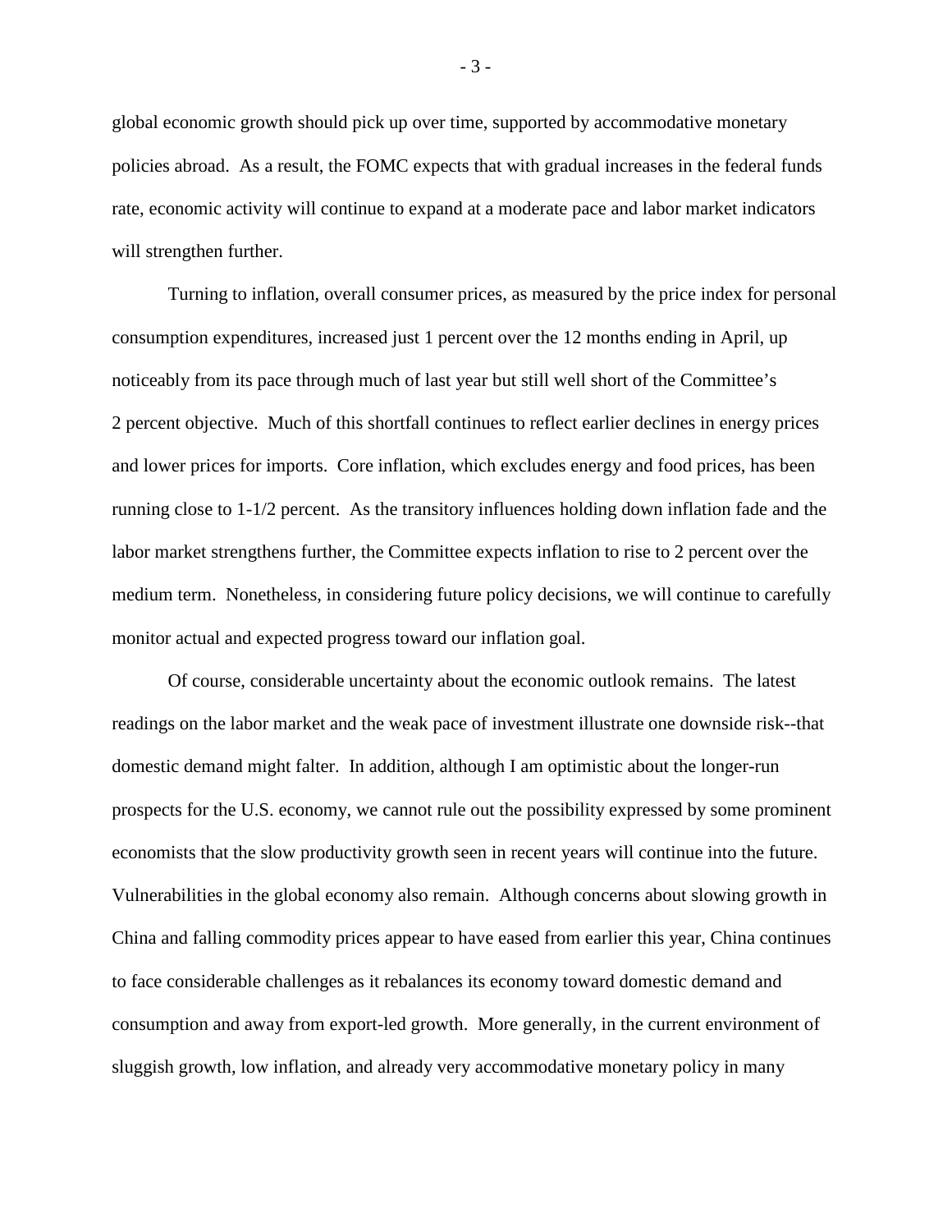global economic growth should pick up over time, supported by accommodative monetary policies abroad. As a result, the FOMC expects that with gradual increases in the federal funds rate, economic activity will continue to expand at a moderate pace and labor market indicators will strengthen further.

Turning to inflation, overall consumer prices, as measured by the price index for personal consumption expenditures, increased just 1 percent over the 12 months ending in April, up noticeably from its pace through much of last year but still well short of the Committee's 2 percent objective. Much of this shortfall continues to reflect earlier declines in energy prices and lower prices for imports. Core inflation, which excludes energy and food prices, has been running close to 1-1/2 percent. As the transitory influences holding down inflation fade and the labor market strengthens further, the Committee expects inflation to rise to 2 percent over the medium term. Nonetheless, in considering future policy decisions, we will continue to carefully monitor actual and expected progress toward our inflation goal.

Of course, considerable uncertainty about the economic outlook remains. The latest readings on the labor market and the weak pace of investment illustrate one downside risk--that domestic demand might falter. In addition, although I am optimistic about the longer-run prospects for the U.S. economy, we cannot rule out the possibility expressed by some prominent economists that the slow productivity growth seen in recent years will continue into the future. Vulnerabilities in the global economy also remain. Although concerns about slowing growth in China and falling commodity prices appear to have eased from earlier this year, China continues to face considerable challenges as it rebalances its economy toward domestic demand and consumption and away from export-led growth. More generally, in the current environment of sluggish growth, low inflation, and already very accommodative monetary policy in many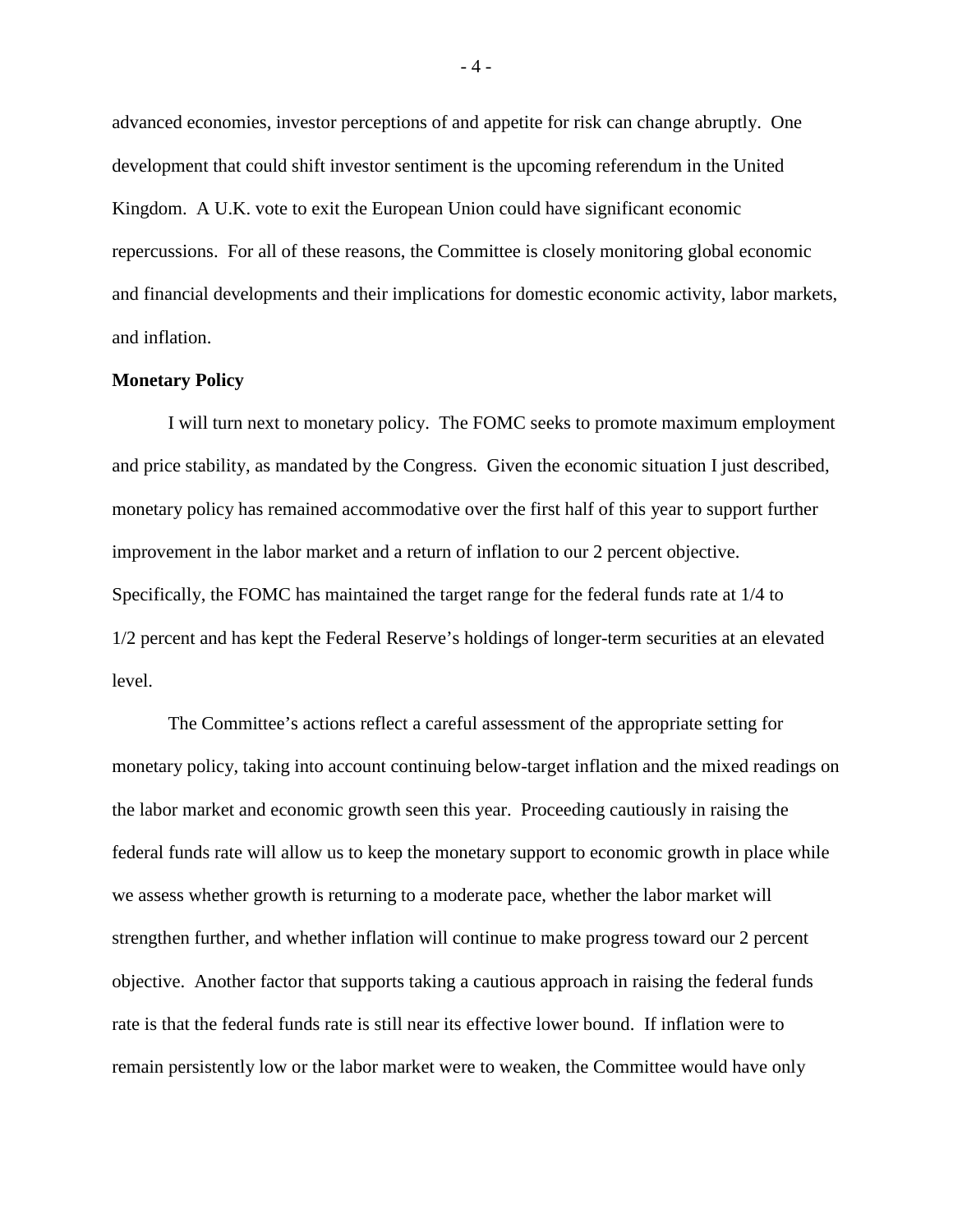advanced economies, investor perceptions of and appetite for risk can change abruptly. One development that could shift investor sentiment is the upcoming referendum in the United Kingdom. A U.K. vote to exit the European Union could have significant economic repercussions. For all of these reasons, the Committee is closely monitoring global economic and financial developments and their implications for domestic economic activity, labor markets, and inflation.

**Monetary Policy**

I will turn next to monetary policy. The FOMC seeks to promote maximum employment and price stability, as mandated by the Congress. Given the economic situation I just described, monetary policy has remained accommodative over the first half of this year to support further improvement in the labor market and a return of inflation to our 2 percent objective. Specifically, the FOMC has maintained the target range for the federal funds rate at 1/4 to 1/2 percent and has kept the Federal Reserve's holdings of longer-term securities at an elevated level.

The Committee's actions reflect a careful assessment of the appropriate setting for monetary policy, taking into account continuing below-target inflation and the mixed readings on the labor market and economic growth seen this year. Proceeding cautiously in raising the federal funds rate will allow us to keep the monetary support to economic growth in place while we assess whether growth is returning to a moderate pace, whether the labor market will strengthen further, and whether inflation will continue to make progress toward our 2 percent objective. Another factor that supports taking a cautious approach in raising the federal funds rate is that the federal funds rate is still near its effective lower bound. If inflation were to remain persistently low or the labor market were to weaken, the Committee would have only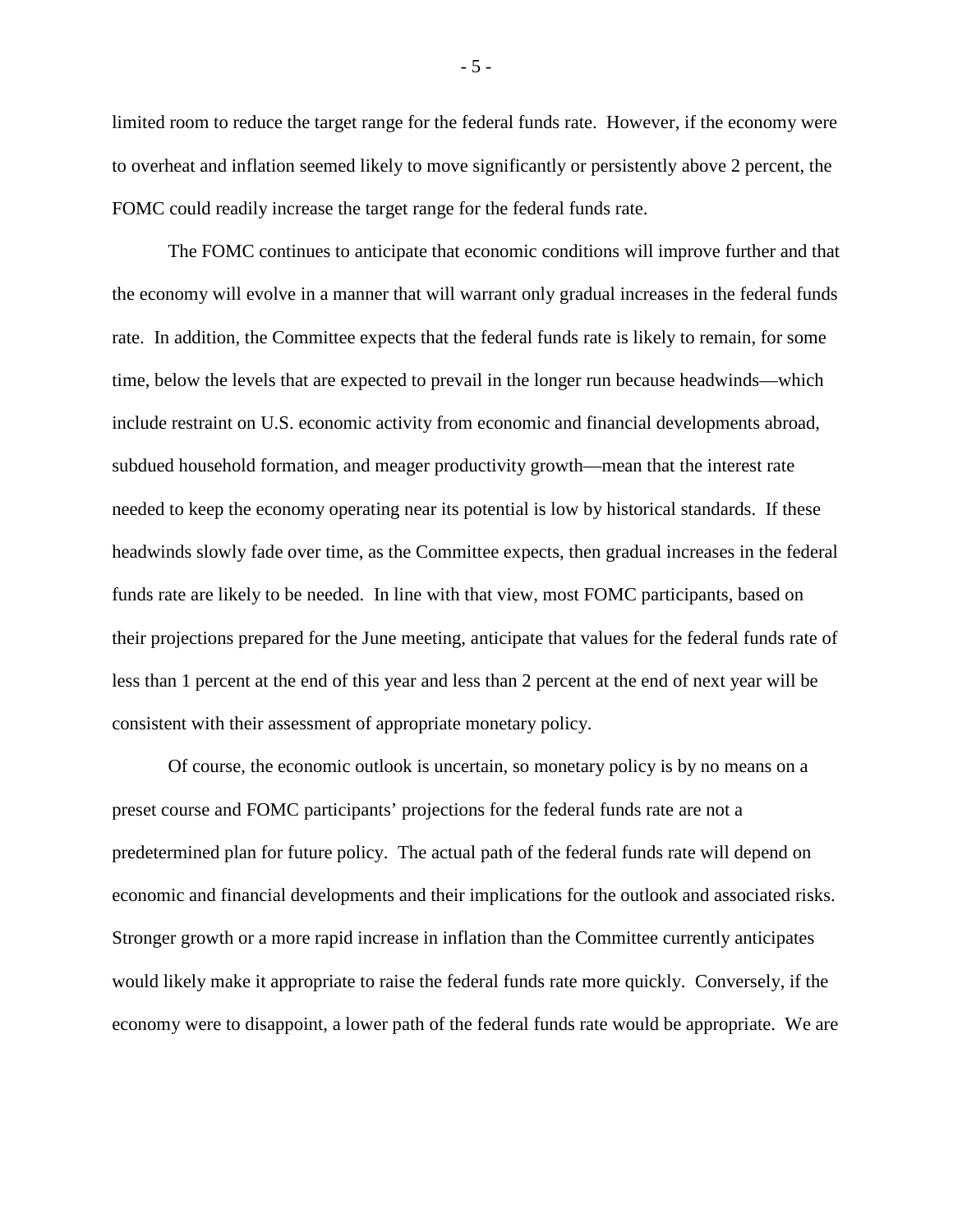limited room to reduce the target range for the federal funds rate. However, if the economy were to overheat and inflation seemed likely to move significantly or persistently above 2 percent, the FOMC could readily increase the target range for the federal funds rate.

The FOMC continues to anticipate that economic conditions will improve further and that the economy will evolve in a manner that will warrant only gradual increases in the federal funds rate. In addition, the Committee expects that the federal funds rate is likely to remain, for some time, below the levels that are expected to prevail in the longer run because headwinds—which include restraint on U.S. economic activity from economic and financial developments abroad, subdued household formation, and meager productivity growth—mean that the interest rate needed to keep the economy operating near its potential is low by historical standards. If these headwinds slowly fade over time, as the Committee expects, then gradual increases in the federal funds rate are likely to be needed. In line with that view, most FOMC participants, based on their projections prepared for the June meeting, anticipate that values for the federal funds rate of less than 1 percent at the end of this year and less than 2 percent at the end of next year will be consistent with their assessment of appropriate monetary policy.

Of course, the economic outlook is uncertain, so monetary policy is by no means on a preset course and FOMC participants' projections for the federal funds rate are not a predetermined plan for future policy. The actual path of the federal funds rate will depend on economic and financial developments and their implications for the outlook and associated risks. Stronger growth or a more rapid increase in inflation than the Committee currently anticipates would likely make it appropriate to raise the federal funds rate more quickly. Conversely, if the economy were to disappoint, a lower path of the federal funds rate would be appropriate. We are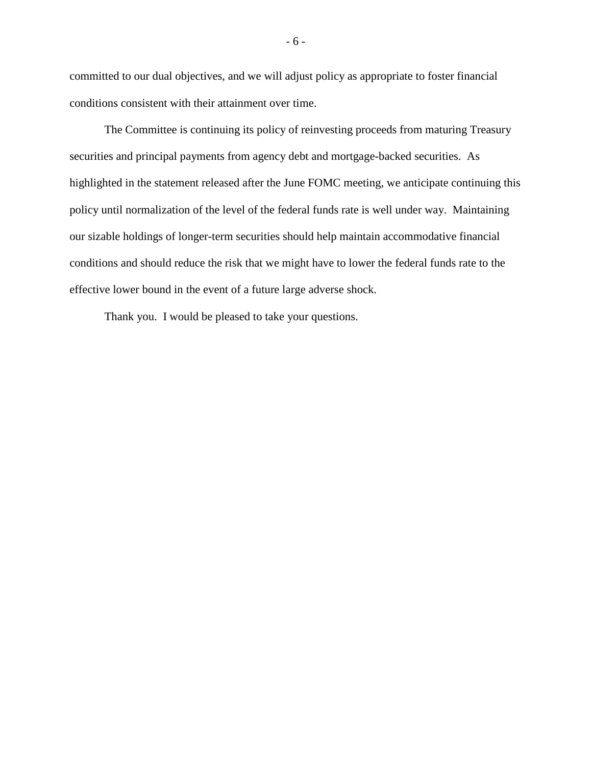committed to our dual objectives, and we will adjust policy as appropriate to foster financial conditions consistent with their attainment over time.

The Committee is continuing its policy of reinvesting proceeds from maturing Treasury securities and principal payments from agency debt and mortgage-backed securities. As highlighted in the statement released after the June FOMC meeting, we anticipate continuing this policy until normalization of the level of the federal funds rate is well under way. Maintaining our sizable holdings of longer-term securities should help maintain accommodative financial conditions and should reduce the risk that we might have to lower the federal funds rate to the effective lower bound in the event of a future large adverse shock.

Thank you. I would be pleased to take your questions.